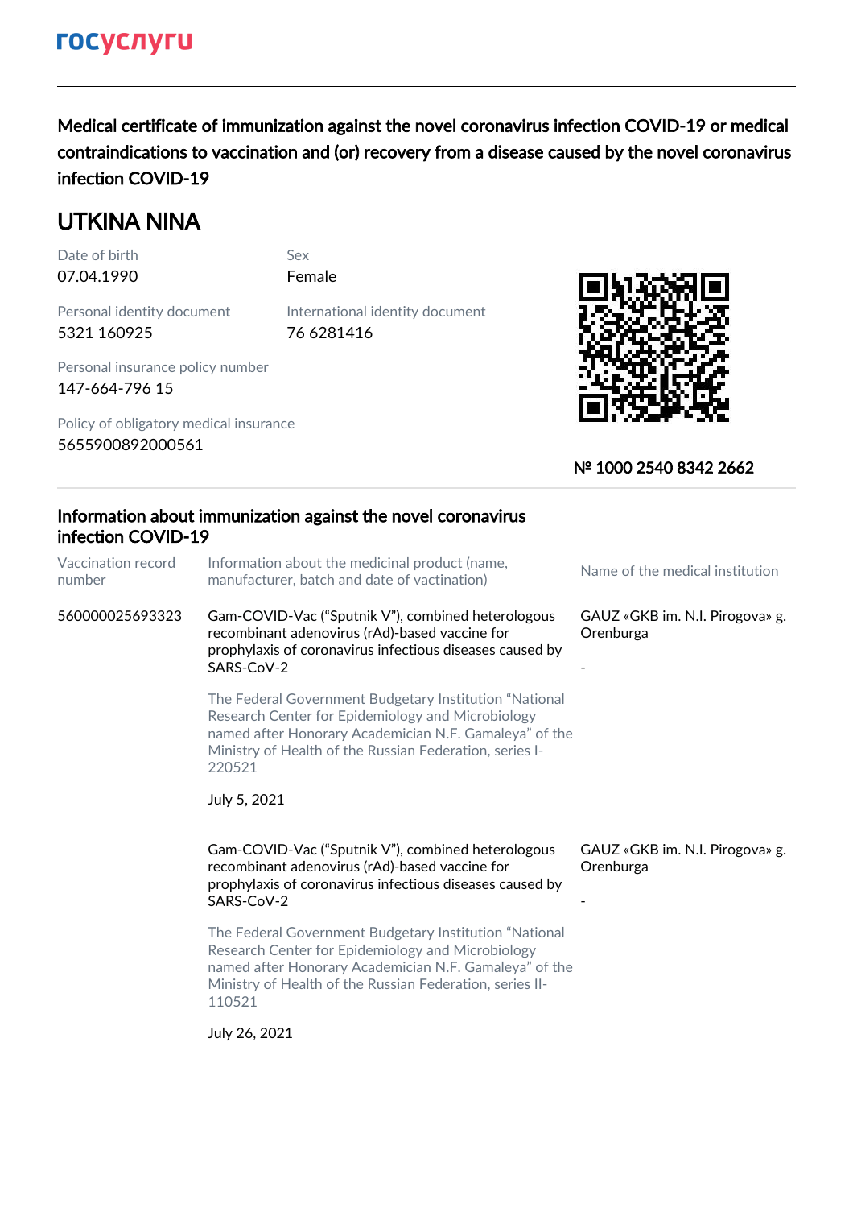**госуслуги**

# Medical certificate of immunization against the novel coronavirus infection COVID-19 or medical contraindications to vaccination and (or) recovery from a disease caused by the novel coronavirus infection COVID-19

## UTKINA NINA

Date of birth
07.04.1990

Sex
Female

Personal identity document
5321 160925

International identity document
76 6281416

Personal insurance policy number
147-664-796 15

Policy of obligatory medical insurance
5655900892000561

№ 1000 2540 8342 2662

## Information about immunization against the novel coronavirus infection COVID-19

| Vaccination record number | Information about the medicinal product (name, manufacturer, batch and date of vactination) | Name of the medical institution |
|---|---|---|
| 560000025693323 | Gam-COVID-Vac ("Sputnik V"), combined heterologous recombinant adenovirus (rAd)-based vaccine for prophylaxis of coronavirus infectious diseases caused by SARS-CoV-2<br><br>The Federal Government Budgetary Institution "National Research Center for Epidemiology and Microbiology named after Honorary Academician N.F. Gamaleya" of the Ministry of Health of the Russian Federation, series I-220521<br><br>July 5, 2021 | GAUZ «GKB im. N.I. Pirogova» g. Orenburga<br><br>- |
| | Gam-COVID-Vac ("Sputnik V"), combined heterologous recombinant adenovirus (rAd)-based vaccine for prophylaxis of coronavirus infectious diseases caused by SARS-CoV-2<br><br>The Federal Government Budgetary Institution "National Research Center for Epidemiology and Microbiology named after Honorary Academician N.F. Gamaleya" of the Ministry of Health of the Russian Federation, series II-110521<br><br>July 26, 2021 | GAUZ «GKB im. N.I. Pirogova» g. Orenburga<br><br>- |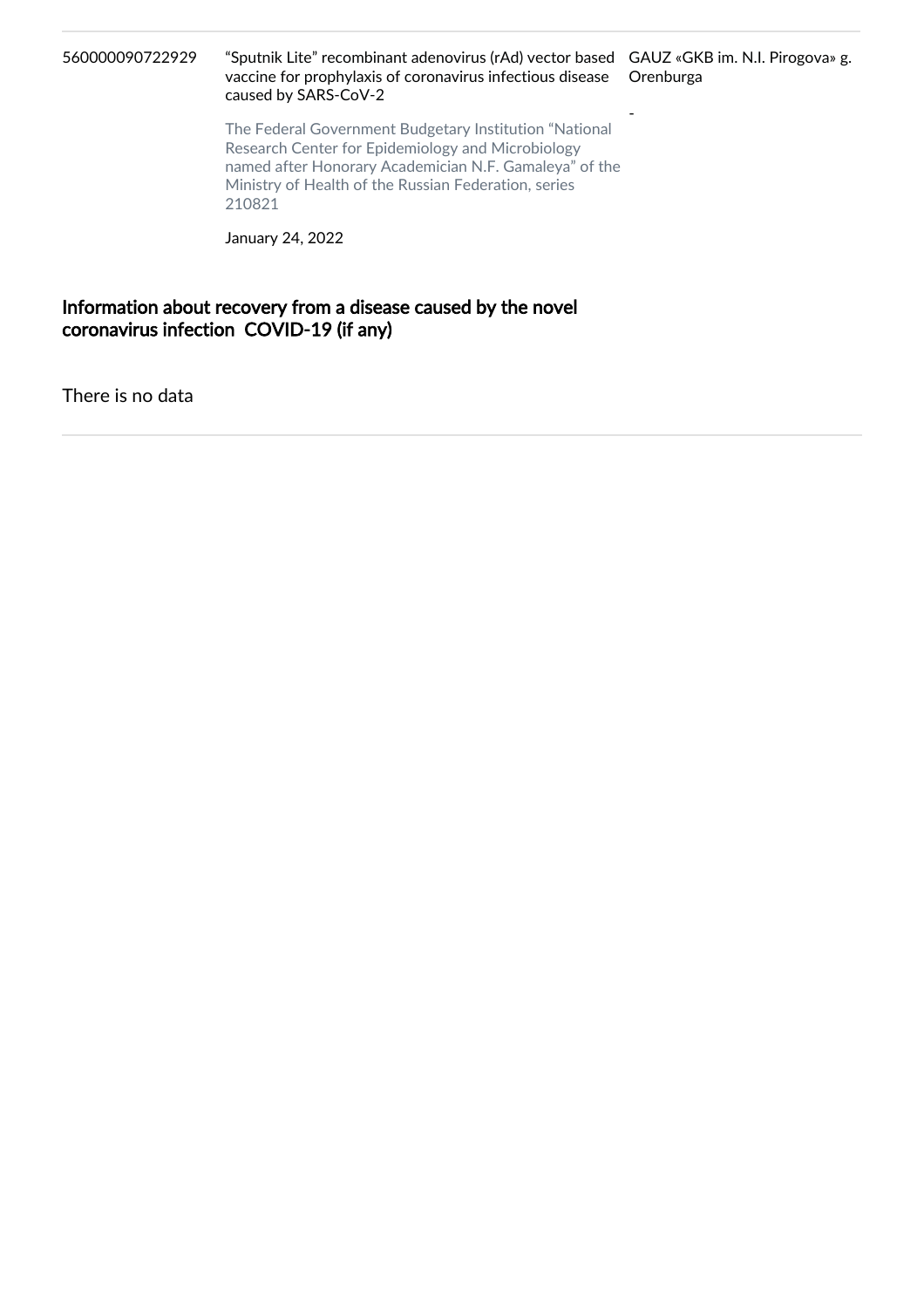| | | |
|---|---|---|
| 560000090722929 | "Sputnik Lite" recombinant adenovirus (rAd) vector based vaccine for prophylaxis of coronavirus infectious disease caused by SARS-CoV-2<br><br>The Federal Government Budgetary Institution "National Research Center for Epidemiology and Microbiology named after Honorary Academician N.F. Gamaleya" of the Ministry of Health of the Russian Federation, series 210821<br><br>January 24, 2022 | GAUZ «GKB im. N.I. Pirogova» g. Orenburga<br><br>- |

## Information about recovery from a disease caused by the novel coronavirus infection COVID-19 (if any)

There is no data